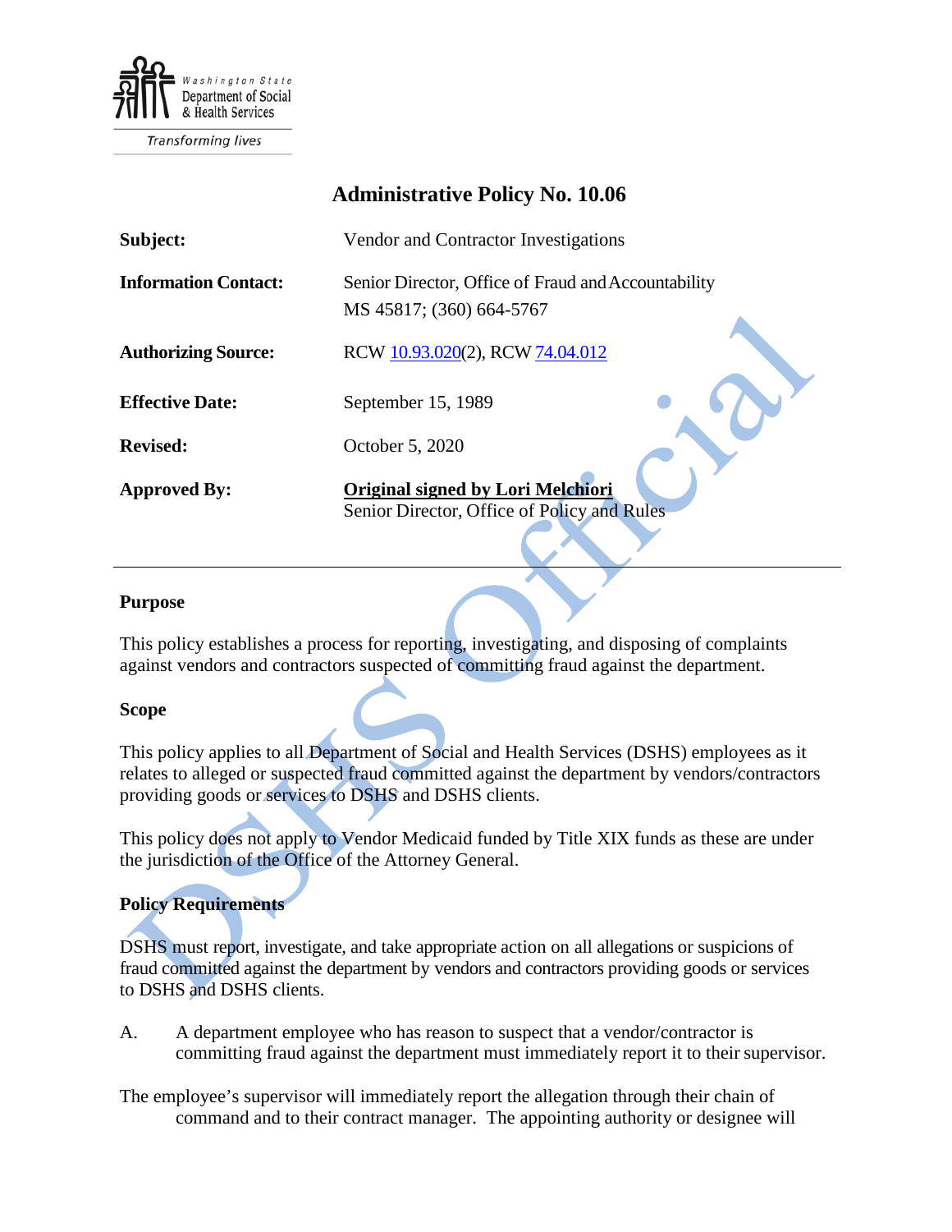Washington State Department of Social & Health Services

Transforming lives

# Administrative Policy No. 10.06

| | |
|---|---|
| **Subject:** | Vendor and Contractor Investigations |
| **Information Contact:** | Senior Director, Office of Fraud and Accountability<br>MS 45817; (360) 664-5767 |
| **Authorizing Source:** | RCW 10.93.020(2), RCW 74.04.012 |
| **Effective Date:** | September 15, 1989 |
| **Revised:** | October 5, 2020 |
| **Approved By:** | **Original signed by Lori Melchiori**<br>Senior Director, Office of Policy and Rules |

---

## Purpose

This policy establishes a process for reporting, investigating, and disposing of complaints against vendors and contractors suspected of committing fraud against the department.

## Scope

This policy applies to all Department of Social and Health Services (DSHS) employees as it relates to alleged or suspected fraud committed against the department by vendors/contractors providing goods or services to DSHS and DSHS clients.

This policy does not apply to Vendor Medicaid funded by Title XIX funds as these are under the jurisdiction of the Office of the Attorney General.

## Policy Requirements

DSHS must report, investigate, and take appropriate action on all allegations or suspicions of fraud committed against the department by vendors and contractors providing goods or services to DSHS and DSHS clients.

A. A department employee who has reason to suspect that a vendor/contractor is committing fraud against the department must immediately report it to their supervisor.

The employee's supervisor will immediately report the allegation through their chain of command and to their contract manager. The appointing authority or designee will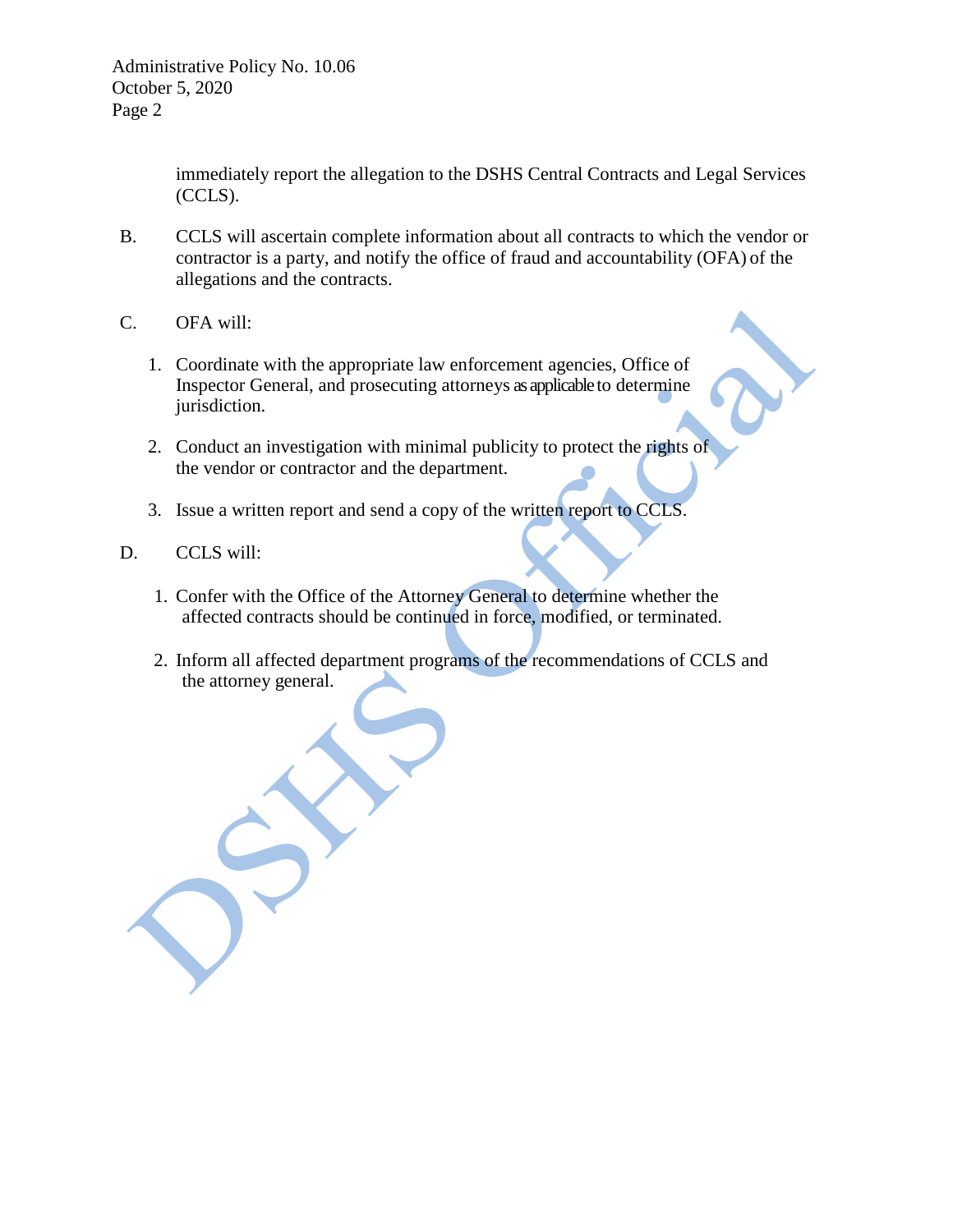immediately report the allegation to the DSHS Central Contracts and Legal Services (CCLS).

B. CCLS will ascertain complete information about all contracts to which the vendor or contractor is a party, and notify the office of fraud and accountability (OFA) of the allegations and the contracts.

C. OFA will:

1. Coordinate with the appropriate law enforcement agencies, Office of Inspector General, and prosecuting attorneys as applicable to determine jurisdiction.

2. Conduct an investigation with minimal publicity to protect the rights of the vendor or contractor and the department.

3. Issue a written report and send a copy of the written report to CCLS.

D. CCLS will:

1. Confer with the Office of the Attorney General to determine whether the affected contracts should be continued in force, modified, or terminated.

2. Inform all affected department programs of the recommendations of CCLS and the attorney general.